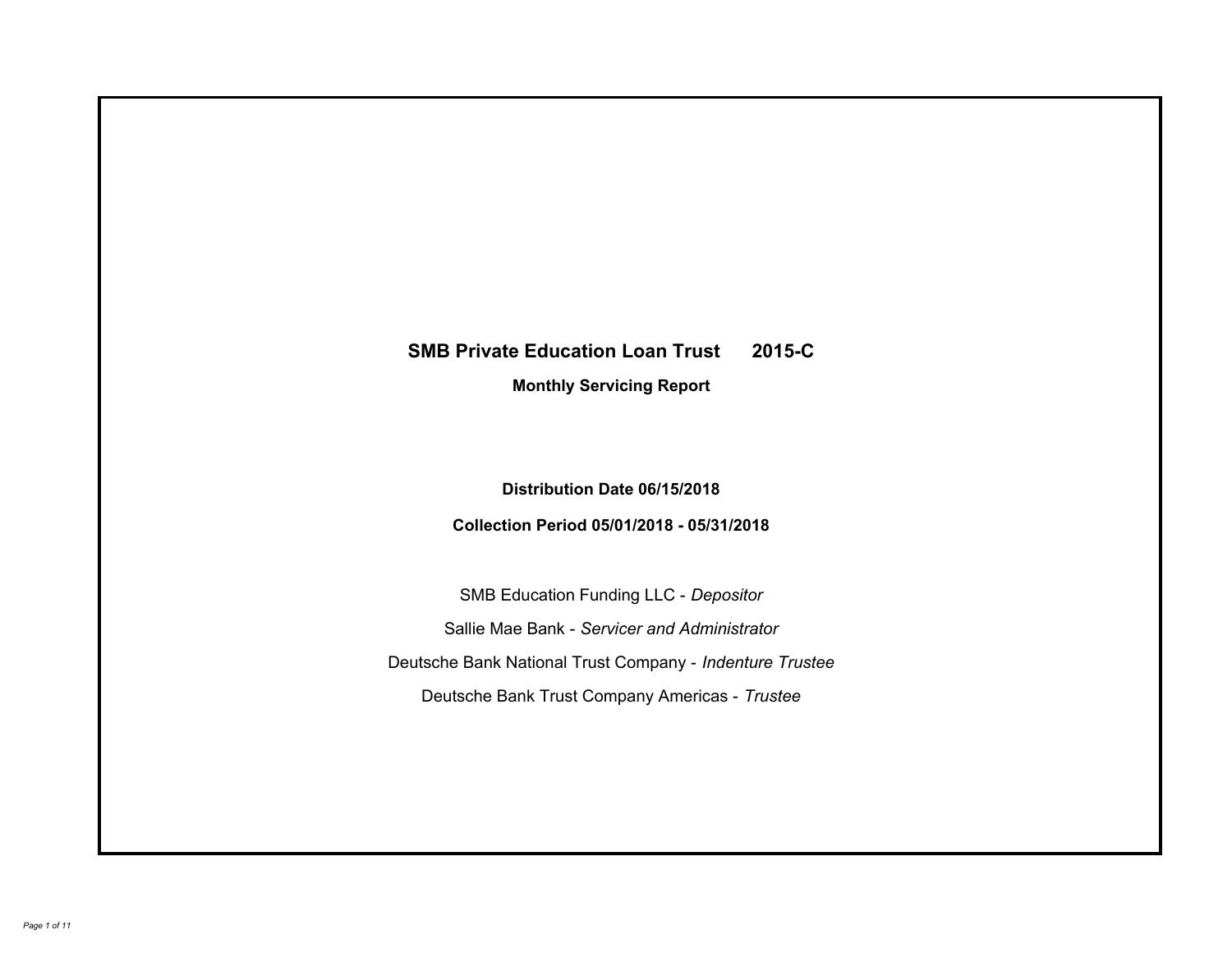# SMB Private Education Loan Trust 2015-C

## Monthly Servicing Report

**Distribution Date 06/15/2018**

**Collection Period 05/01/2018 - 05/31/2018**

SMB Education Funding LLC - *Depositor*

Sallie Mae Bank - *Servicer and Administrator*

Deutsche Bank National Trust Company - *Indenture Trustee*

Deutsche Bank Trust Company Americas - *Trustee*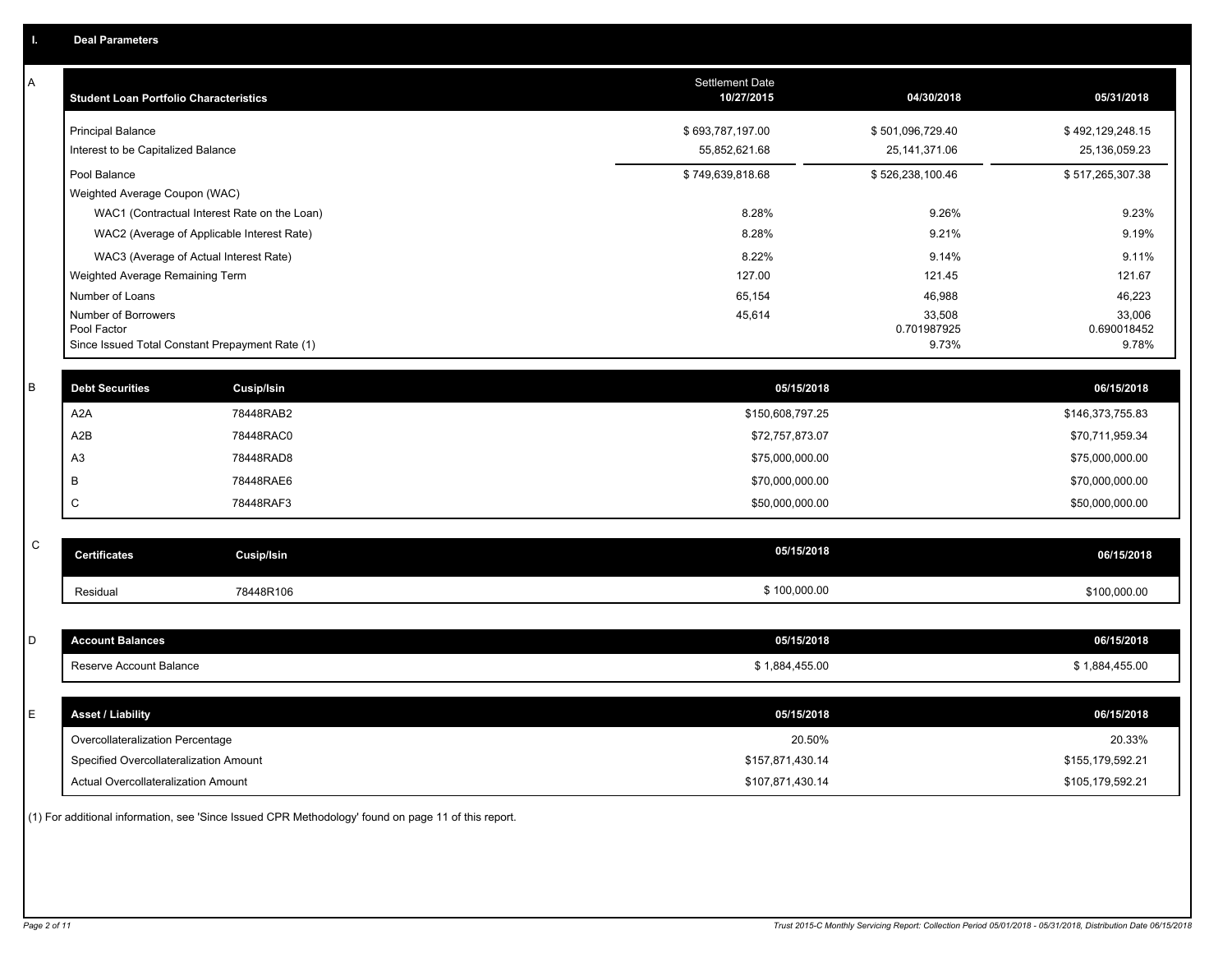## I. Deal Parameters

### A

| Student Loan Portfolio Characteristics | Settlement Date 10/27/2015 | 04/30/2018 | 05/31/2018 |
|---|---|---|---|
| Principal Balance | $ 693,787,197.00 | $ 501,096,729.40 | $ 492,129,248.15 |
| Interest to be Capitalized Balance | 55,852,621.68 | 25,141,371.06 | 25,136,059.23 |
| Pool Balance | $ 749,639,818.68 | $ 526,238,100.46 | $ 517,265,307.38 |
| Weighted Average Coupon (WAC) | | | |
| WAC1 (Contractual Interest Rate on the Loan) | 8.28% | 9.26% | 9.23% |
| WAC2 (Average of Applicable Interest Rate) | 8.28% | 9.21% | 9.19% |
| WAC3 (Average of Actual Interest Rate) | 8.22% | 9.14% | 9.11% |
| Weighted Average Remaining Term | 127.00 | 121.45 | 121.67 |
| Number of Loans | 65,154 | 46,988 | 46,223 |
| Number of Borrowers | 45,614 | 33,508 | 33,006 |
| Pool Factor | | 0.701987925 | 0.690018452 |
| Since Issued Total Constant Prepayment Rate (1) | | 9.73% | 9.78% |

### B

| Debt Securities | Cusip/Isin | 05/15/2018 | 06/15/2018 |
|---|---|---|---|
| A2A | 78448RAB2 | $150,608,797.25 | $146,373,755.83 |
| A2B | 78448RAC0 | $72,757,873.07 | $70,711,959.34 |
| A3 | 78448RAD8 | $75,000,000.00 | $75,000,000.00 |
| B | 78448RAE6 | $70,000,000.00 | $70,000,000.00 |
| C | 78448RAF3 | $50,000,000.00 | $50,000,000.00 |

### C

| Certificates | Cusip/Isin | 05/15/2018 | 06/15/2018 |
|---|---|---|---|
| Residual | 78448R106 | $ 100,000.00 | $100,000.00 |

### D

| Account Balances | 05/15/2018 | 06/15/2018 |
|---|---|---|
| Reserve Account Balance | $ 1,884,455.00 | $ 1,884,455.00 |

### E

| Asset / Liability | 05/15/2018 | 06/15/2018 |
|---|---|---|
| Overcollateralization Percentage | 20.50% | 20.33% |
| Specified Overcollateralization Amount | $157,871,430.14 | $155,179,592.21 |
| Actual Overcollateralization Amount | $107,871,430.14 | $105,179,592.21 |

(1) For additional information, see 'Since Issued CPR Methodology' found on page 11 of this report.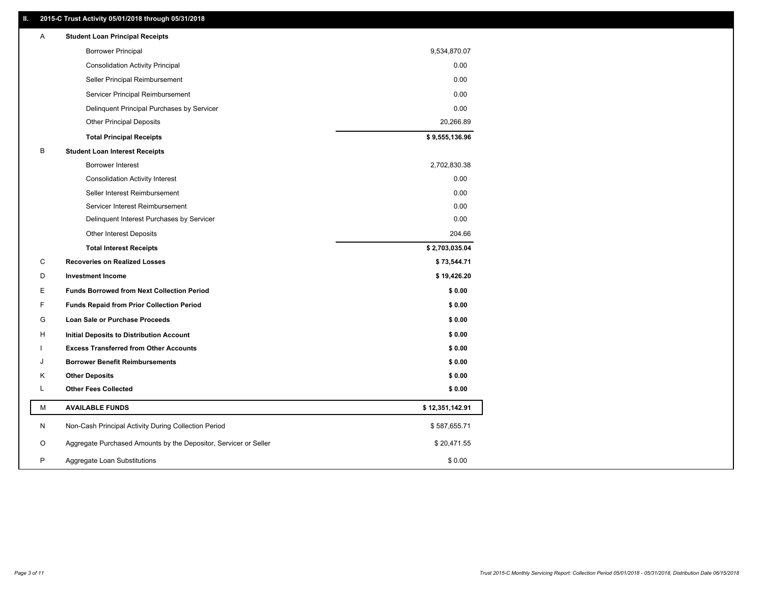## II. 2015-C Trust Activity 05/01/2018 through 05/31/2018

| | | |
|---|---|---|
| A | **Student Loan Principal Receipts** | |
| | Borrower Principal | 9,534,870.07 |
| | Consolidation Activity Principal | 0.00 |
| | Seller Principal Reimbursement | 0.00 |
| | Servicer Principal Reimbursement | 0.00 |
| | Delinquent Principal Purchases by Servicer | 0.00 |
| | Other Principal Deposits | 20,266.89 |
| | **Total Principal Receipts** | **$ 9,555,136.96** |
| B | **Student Loan Interest Receipts** | |
| | Borrower Interest | 2,702,830.38 |
| | Consolidation Activity Interest | 0.00 |
| | Seller Interest Reimbursement | 0.00 |
| | Servicer Interest Reimbursement | 0.00 |
| | Delinquent Interest Purchases by Servicer | 0.00 |
| | Other Interest Deposits | 204.66 |
| | **Total Interest Receipts** | **$ 2,703,035.04** |
| C | **Recoveries on Realized Losses** | **$ 73,544.71** |
| D | **Investment Income** | **$ 19,426.20** |
| E | **Funds Borrowed from Next Collection Period** | **$ 0.00** |
| F | **Funds Repaid from Prior Collection Period** | **$ 0.00** |
| G | **Loan Sale or Purchase Proceeds** | **$ 0.00** |
| H | **Initial Deposits to Distribution Account** | **$ 0.00** |
| I | **Excess Transferred from Other Accounts** | **$ 0.00** |
| J | **Borrower Benefit Reimbursements** | **$ 0.00** |
| K | **Other Deposits** | **$ 0.00** |
| L | **Other Fees Collected** | **$ 0.00** |
| M | **AVAILABLE FUNDS** | **$ 12,351,142.91** |
| N | Non-Cash Principal Activity During Collection Period | $ 587,655.71 |
| O | Aggregate Purchased Amounts by the Depositor, Servicer or Seller | $ 20,471.55 |
| P | Aggregate Loan Substitutions | $ 0.00 |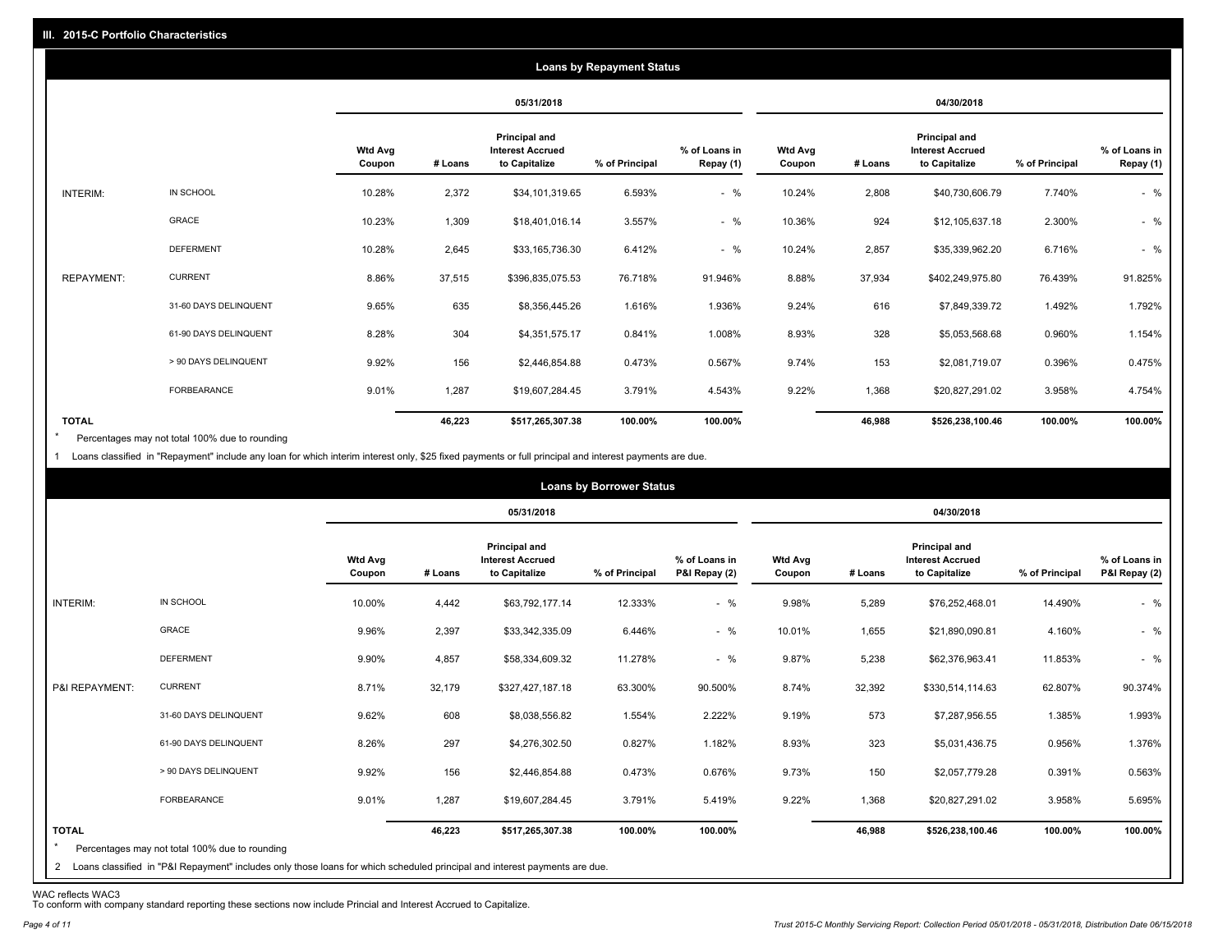## III. 2015-C Portfolio Characteristics

### Loans by Repayment Status

| | | 05/31/2018 | | | | | 04/30/2018 | | | | |
|---|---|---|---|---|---|---|---|---|---|---|---|
| | | Wtd Avg Coupon | # Loans | Principal and Interest Accrued to Capitalize | % of Principal | % of Loans in Repay (1) | Wtd Avg Coupon | # Loans | Principal and Interest Accrued to Capitalize | % of Principal | % of Loans in Repay (1) |
| INTERIM: | IN SCHOOL | 10.28% | 2,372 | $34,101,319.65 | 6.593% | - % | 10.24% | 2,808 | $40,730,606.79 | 7.740% | - % |
| | GRACE | 10.23% | 1,309 | $18,401,016.14 | 3.557% | - % | 10.36% | 924 | $12,105,637.18 | 2.300% | - % |
| | DEFERMENT | 10.28% | 2,645 | $33,165,736.30 | 6.412% | - % | 10.24% | 2,857 | $35,339,962.20 | 6.716% | - % |
| REPAYMENT: | CURRENT | 8.86% | 37,515 | $396,835,075.53 | 76.718% | 91.946% | 8.88% | 37,934 | $402,249,975.80 | 76.439% | 91.825% |
| | 31-60 DAYS DELINQUENT | 9.65% | 635 | $8,356,445.26 | 1.616% | 1.936% | 9.24% | 616 | $7,849,339.72 | 1.492% | 1.792% |
| | 61-90 DAYS DELINQUENT | 8.28% | 304 | $4,351,575.17 | 0.841% | 1.008% | 8.93% | 328 | $5,053,568.68 | 0.960% | 1.154% |
| | > 90 DAYS DELINQUENT | 9.92% | 156 | $2,446,854.88 | 0.473% | 0.567% | 9.74% | 153 | $2,081,719.07 | 0.396% | 0.475% |
| | FORBEARANCE | 9.01% | 1,287 | $19,607,284.45 | 3.791% | 4.543% | 9.22% | 1,368 | $20,827,291.02 | 3.958% | 4.754% |
| **TOTAL** | | | **46,223** | **$517,265,307.38** | **100.00%** | **100.00%** | | **46,988** | **$526,238,100.46** | **100.00%** | **100.00%** |

\* Percentages may not total 100% due to rounding

1 Loans classified in "Repayment" include any loan for which interim interest only, $25 fixed payments or full principal and interest payments are due.

### Loans by Borrower Status

| | | 05/31/2018 | | | | | 04/30/2018 | | | | |
|---|---|---|---|---|---|---|---|---|---|---|---|
| | | Wtd Avg Coupon | # Loans | Principal and Interest Accrued to Capitalize | % of Principal | % of Loans in P&I Repay (2) | Wtd Avg Coupon | # Loans | Principal and Interest Accrued to Capitalize | % of Principal | % of Loans in P&I Repay (2) |
| INTERIM: | IN SCHOOL | 10.00% | 4,442 | $63,792,177.14 | 12.333% | - % | 9.98% | 5,289 | $76,252,468.01 | 14.490% | - % |
| | GRACE | 9.96% | 2,397 | $33,342,335.09 | 6.446% | - % | 10.01% | 1,655 | $21,890,090.81 | 4.160% | - % |
| | DEFERMENT | 9.90% | 4,857 | $58,334,609.32 | 11.278% | - % | 9.87% | 5,238 | $62,376,963.41 | 11.853% | - % |
| P&I REPAYMENT: | CURRENT | 8.71% | 32,179 | $327,427,187.18 | 63.300% | 90.500% | 8.74% | 32,392 | $330,514,114.63 | 62.807% | 90.374% |
| | 31-60 DAYS DELINQUENT | 9.62% | 608 | $8,038,556.82 | 1.554% | 2.222% | 9.19% | 573 | $7,287,956.55 | 1.385% | 1.993% |
| | 61-90 DAYS DELINQUENT | 8.26% | 297 | $4,276,302.50 | 0.827% | 1.182% | 8.93% | 323 | $5,031,436.75 | 0.956% | 1.376% |
| | > 90 DAYS DELINQUENT | 9.92% | 156 | $2,446,854.88 | 0.473% | 0.676% | 9.73% | 150 | $2,057,779.28 | 0.391% | 0.563% |
| | FORBEARANCE | 9.01% | 1,287 | $19,607,284.45 | 3.791% | 5.419% | 9.22% | 1,368 | $20,827,291.02 | 3.958% | 5.695% |
| **TOTAL** | | | **46,223** | **$517,265,307.38** | **100.00%** | **100.00%** | | **46,988** | **$526,238,100.46** | **100.00%** | **100.00%** |

\* Percentages may not total 100% due to rounding

2 Loans classified in "P&I Repayment" includes only those loans for which scheduled principal and interest payments are due.

WAC reflects WAC3
To conform with company standard reporting these sections now include Princial and Interest Accrued to Capitalize.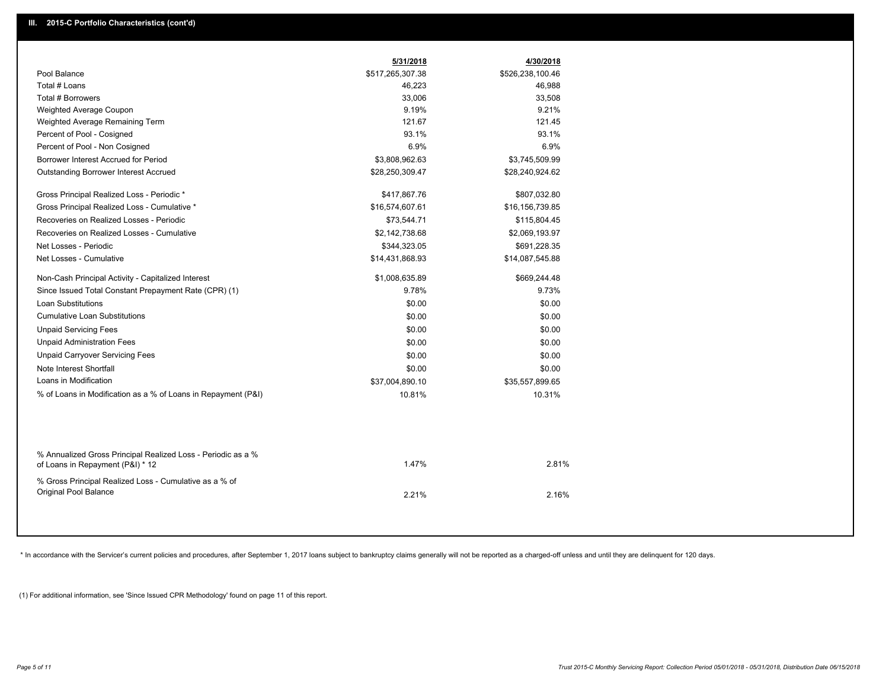## III. 2015-C Portfolio Characteristics (cont'd)

| | 5/31/2018 | 4/30/2018 |
|---|---|---|
| Pool Balance | $517,265,307.38 | $526,238,100.46 |
| Total # Loans | 46,223 | 46,988 |
| Total # Borrowers | 33,006 | 33,508 |
| Weighted Average Coupon | 9.19% | 9.21% |
| Weighted Average Remaining Term | 121.67 | 121.45 |
| Percent of Pool - Cosigned | 93.1% | 93.1% |
| Percent of Pool - Non Cosigned | 6.9% | 6.9% |
| Borrower Interest Accrued for Period | $3,808,962.63 | $3,745,509.99 |
| Outstanding Borrower Interest Accrued | $28,250,309.47 | $28,240,924.62 |
| Gross Principal Realized Loss - Periodic * | $417,867.76 | $807,032.80 |
| Gross Principal Realized Loss - Cumulative * | $16,574,607.61 | $16,156,739.85 |
| Recoveries on Realized Losses - Periodic | $73,544.71 | $115,804.45 |
| Recoveries on Realized Losses - Cumulative | $2,142,738.68 | $2,069,193.97 |
| Net Losses - Periodic | $344,323.05 | $691,228.35 |
| Net Losses - Cumulative | $14,431,868.93 | $14,087,545.88 |
| Non-Cash Principal Activity - Capitalized Interest | $1,008,635.89 | $669,244.48 |
| Since Issued Total Constant Prepayment Rate (CPR) (1) | 9.78% | 9.73% |
| Loan Substitutions | $0.00 | $0.00 |
| Cumulative Loan Substitutions | $0.00 | $0.00 |
| Unpaid Servicing Fees | $0.00 | $0.00 |
| Unpaid Administration Fees | $0.00 | $0.00 |
| Unpaid Carryover Servicing Fees | $0.00 | $0.00 |
| Note Interest Shortfall | $0.00 | $0.00 |
| Loans in Modification | $37,004,890.10 | $35,557,899.65 |
| % of Loans in Modification as a % of Loans in Repayment (P&I) | 10.81% | 10.31% |
| % Annualized Gross Principal Realized Loss - Periodic as a % of Loans in Repayment (P&I) * 12 | 1.47% | 2.81% |
| % Gross Principal Realized Loss - Cumulative as a % of Original Pool Balance | 2.21% | 2.16% |

* In accordance with the Servicer's current policies and procedures, after September 1, 2017 loans subject to bankruptcy claims generally will not be reported as a charged-off unless and until they are delinquent for 120 days.

(1) For additional information, see 'Since Issued CPR Methodology' found on page 11 of this report.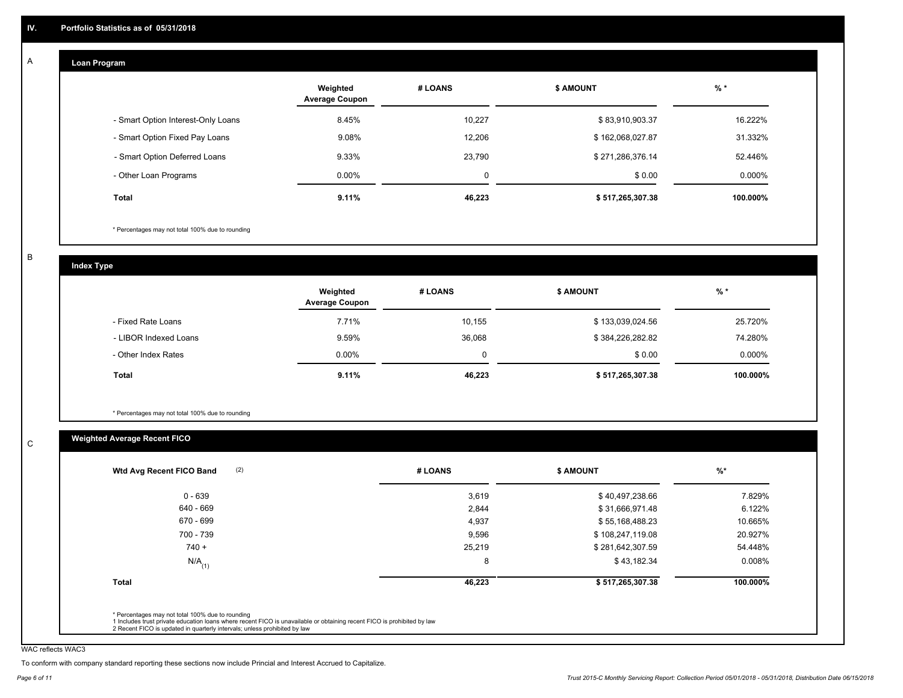## IV. Portfolio Statistics as of 05/31/2018

### A Loan Program

| | Weighted Average Coupon | # LOANS | $ AMOUNT | % * |
|---|---|---|---|---|
| - Smart Option Interest-Only Loans | 8.45% | 10,227 | $ 83,910,903.37 | 16.222% |
| - Smart Option Fixed Pay Loans | 9.08% | 12,206 | $ 162,068,027.87 | 31.332% |
| - Smart Option Deferred Loans | 9.33% | 23,790 | $ 271,286,376.14 | 52.446% |
| - Other Loan Programs | 0.00% | 0 | $ 0.00 | 0.000% |
| **Total** | **9.11%** | **46,223** | **$ 517,265,307.38** | **100.000%** |

* Percentages may not total 100% due to rounding

### B Index Type

| | Weighted Average Coupon | # LOANS | $ AMOUNT | % * |
|---|---|---|---|---|
| - Fixed Rate Loans | 7.71% | 10,155 | $ 133,039,024.56 | 25.720% |
| - LIBOR Indexed Loans | 9.59% | 36,068 | $ 384,226,282.82 | 74.280% |
| - Other Index Rates | 0.00% | 0 | $ 0.00 | 0.000% |
| **Total** | **9.11%** | **46,223** | **$ 517,265,307.38** | **100.000%** |

* Percentages may not total 100% due to rounding

### C Weighted Average Recent FICO

| Wtd Avg Recent FICO Band (2) | # LOANS | $ AMOUNT | %* |
|---|---|---|---|
| 0 - 639 | 3,619 | $ 40,497,238.66 | 7.829% |
| 640 - 669 | 2,844 | $ 31,666,971.48 | 6.122% |
| 670 - 699 | 4,937 | $ 55,168,488.23 | 10.665% |
| 700 - 739 | 9,596 | $ 108,247,119.08 | 20.927% |
| 740 + | 25,219 | $ 281,642,307.59 | 54.448% |
| N/A (1) | 8 | $ 43,182.34 | 0.008% |
| **Total** | **46,223** | **$ 517,265,307.38** | **100.000%** |

* Percentages may not total 100% due to rounding
1 Includes trust private education loans where recent FICO is unavailable or obtaining recent FICO is prohibited by law
2 Recent FICO is updated in quarterly intervals; unless prohibited by law

WAC reflects WAC3

To conform with company standard reporting these sections now include Princial and Interest Accrued to Capitalize.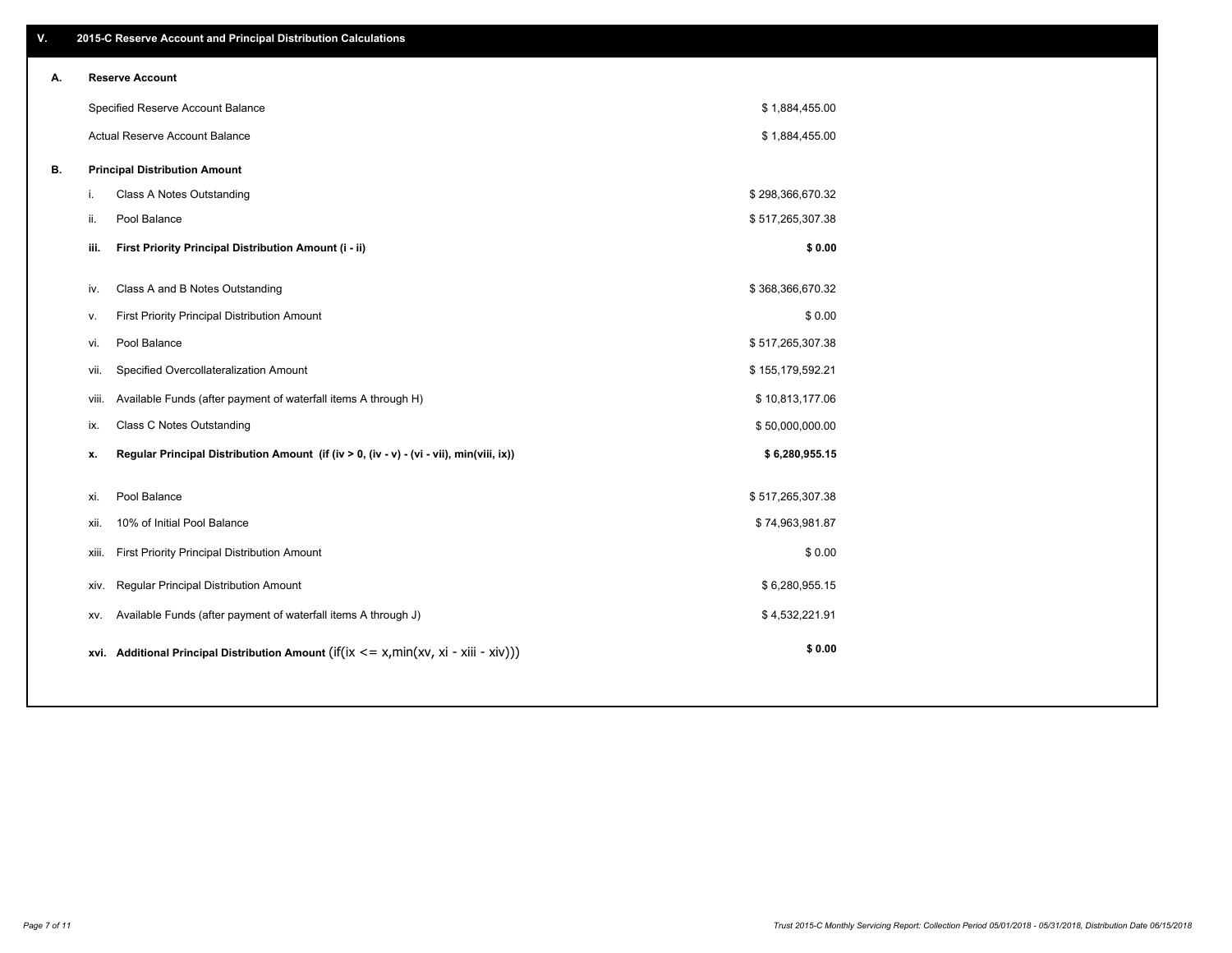## V. 2015-C Reserve Account and Principal Distribution Calculations

### A. Reserve Account

| | |
|---|---|
| Specified Reserve Account Balance | $ 1,884,455.00 |
| Actual Reserve Account Balance | $ 1,884,455.00 |

### B. Principal Distribution Amount

| | | |
|---|---|---|
| i. | Class A Notes Outstanding | $ 298,366,670.32 |
| ii. | Pool Balance | $ 517,265,307.38 |
| **iii.** | **First Priority Principal Distribution Amount (i - ii)** | **$ 0.00** |
| iv. | Class A and B Notes Outstanding | $ 368,366,670.32 |
| v. | First Priority Principal Distribution Amount | $ 0.00 |
| vi. | Pool Balance | $ 517,265,307.38 |
| vii. | Specified Overcollateralization Amount | $ 155,179,592.21 |
| viii. | Available Funds (after payment of waterfall items A through H) | $ 10,813,177.06 |
| ix. | Class C Notes Outstanding | $ 50,000,000.00 |
| **x.** | **Regular Principal Distribution Amount (if (iv > 0, (iv - v) - (vi - vii), min(viii, ix))** | **$ 6,280,955.15** |
| xi. | Pool Balance | $ 517,265,307.38 |
| xii. | 10% of Initial Pool Balance | $ 74,963,981.87 |
| xiii. | First Priority Principal Distribution Amount | $ 0.00 |
| xiv. | Regular Principal Distribution Amount | $ 6,280,955.15 |
| xv. | Available Funds (after payment of waterfall items A through J) | $ 4,532,221.91 |
| **xvi.** | **Additional Principal Distribution Amount** (if(ix <= x,min(xv, xi - xiii - xiv))) | **$ 0.00** |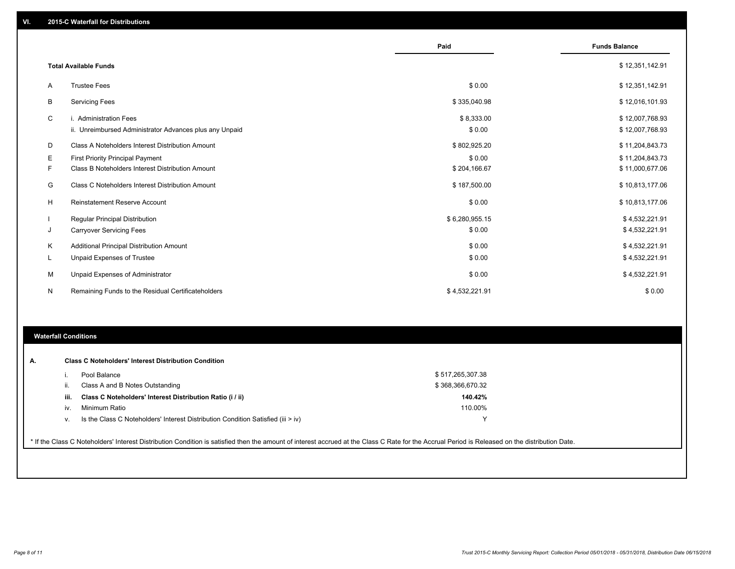## VI. 2015-C Waterfall for Distributions

| | | Paid | Funds Balance |
|---|---|---|---|
| | **Total Available Funds** | | $ 12,351,142.91 |
| A | Trustee Fees | $ 0.00 | $ 12,351,142.91 |
| B | Servicing Fees | $ 335,040.98 | $ 12,016,101.93 |
| C | i. Administration Fees | $ 8,333.00 | $ 12,007,768.93 |
| | ii. Unreimbursed Administrator Advances plus any Unpaid | $ 0.00 | $ 12,007,768.93 |
| D | Class A Noteholders Interest Distribution Amount | $ 802,925.20 | $ 11,204,843.73 |
| E | First Priority Principal Payment | $ 0.00 | $ 11,204,843.73 |
| F | Class B Noteholders Interest Distribution Amount | $ 204,166.67 | $ 11,000,677.06 |
| G | Class C Noteholders Interest Distribution Amount | $ 187,500.00 | $ 10,813,177.06 |
| H | Reinstatement Reserve Account | $ 0.00 | $ 10,813,177.06 |
| I | Regular Principal Distribution | $ 6,280,955.15 | $ 4,532,221.91 |
| J | Carryover Servicing Fees | $ 0.00 | $ 4,532,221.91 |
| K | Additional Principal Distribution Amount | $ 0.00 | $ 4,532,221.91 |
| L | Unpaid Expenses of Trustee | $ 0.00 | $ 4,532,221.91 |
| M | Unpaid Expenses of Administrator | $ 0.00 | $ 4,532,221.91 |
| N | Remaining Funds to the Residual Certificateholders | $ 4,532,221.91 | $ 0.00 |

## Waterfall Conditions

**A. Class C Noteholders' Interest Distribution Condition**

| | | |
|---|---|---|
| i. | Pool Balance | $ 517,265,307.38 |
| ii. | Class A and B Notes Outstanding | $ 368,366,670.32 |
| **iii.** | **Class C Noteholders' Interest Distribution Ratio (i / ii)** | **140.42%** |
| iv. | Minimum Ratio | 110.00% |
| v. | Is the Class C Noteholders' Interest Distribution Condition Satisfied (iii > iv) | Y |

* If the Class C Noteholders' Interest Distribution Condition is satisfied then the amount of interest accrued at the Class C Rate for the Accrual Period is Released on the distribution Date.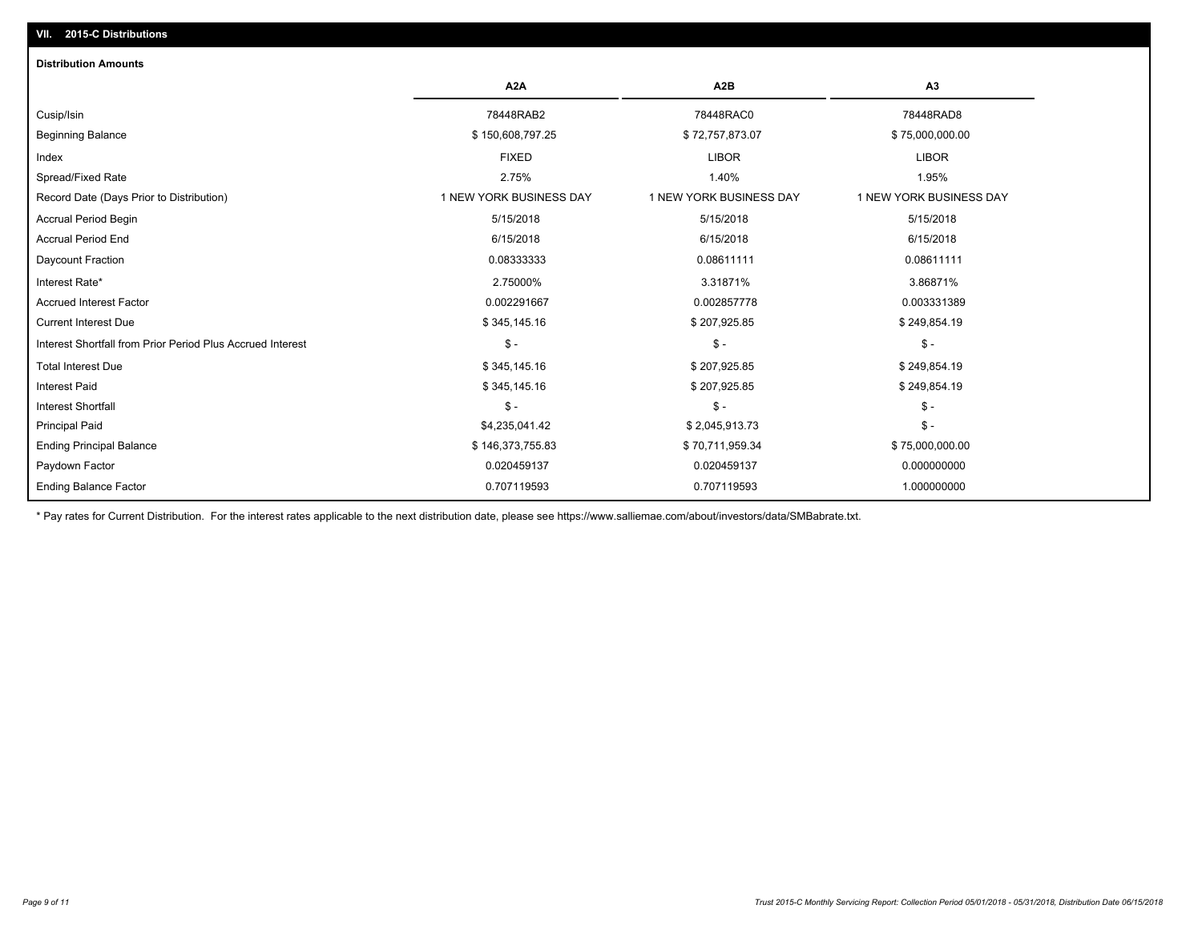## VII. 2015-C Distributions

### Distribution Amounts

| | A2A | A2B | A3 |
|---|---|---|---|
| Cusip/Isin | 78448RAB2 | 78448RAC0 | 78448RAD8 |
| Beginning Balance | $ 150,608,797.25 | $ 72,757,873.07 | $ 75,000,000.00 |
| Index | FIXED | LIBOR | LIBOR |
| Spread/Fixed Rate | 2.75% | 1.40% | 1.95% |
| Record Date (Days Prior to Distribution) | 1 NEW YORK BUSINESS DAY | 1 NEW YORK BUSINESS DAY | 1 NEW YORK BUSINESS DAY |
| Accrual Period Begin | 5/15/2018 | 5/15/2018 | 5/15/2018 |
| Accrual Period End | 6/15/2018 | 6/15/2018 | 6/15/2018 |
| Daycount Fraction | 0.08333333 | 0.08611111 | 0.08611111 |
| Interest Rate* | 2.75000% | 3.31871% | 3.86871% |
| Accrued Interest Factor | 0.002291667 | 0.002857778 | 0.003331389 |
| Current Interest Due | $ 345,145.16 | $ 207,925.85 | $ 249,854.19 |
| Interest Shortfall from Prior Period Plus Accrued Interest | $ - | $ - | $ - |
| Total Interest Due | $ 345,145.16 | $ 207,925.85 | $ 249,854.19 |
| Interest Paid | $ 345,145.16 | $ 207,925.85 | $ 249,854.19 |
| Interest Shortfall | $ - | $ - | $ - |
| Principal Paid | $4,235,041.42 | $ 2,045,913.73 | $ - |
| Ending Principal Balance | $ 146,373,755.83 | $ 70,711,959.34 | $ 75,000,000.00 |
| Paydown Factor | 0.020459137 | 0.020459137 | 0.000000000 |
| Ending Balance Factor | 0.707119593 | 0.707119593 | 1.000000000 |

* Pay rates for Current Distribution. For the interest rates applicable to the next distribution date, please see https://www.salliemae.com/about/investors/data/SMBabrate.txt.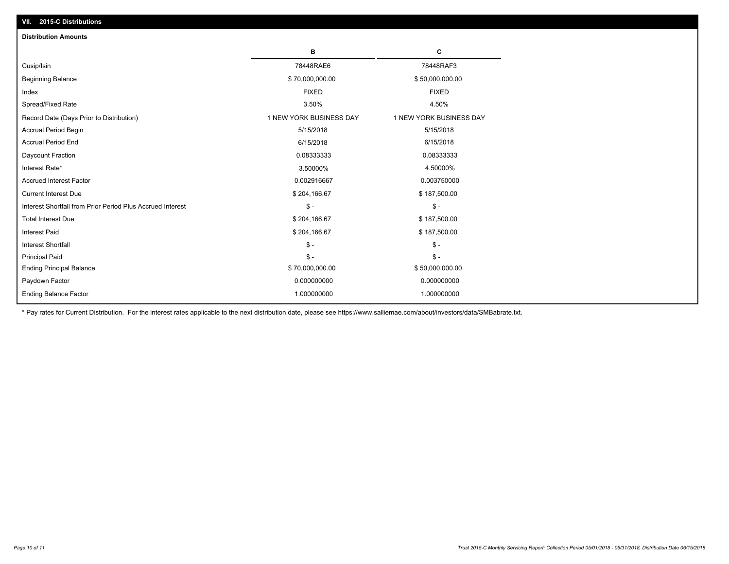## VII. 2015-C Distributions

### Distribution Amounts

| | B | C |
|---|---|---|
| Cusip/Isin | 78448RAE6 | 78448RAF3 |
| Beginning Balance | $ 70,000,000.00 | $ 50,000,000.00 |
| Index | FIXED | FIXED |
| Spread/Fixed Rate | 3.50% | 4.50% |
| Record Date (Days Prior to Distribution) | 1 NEW YORK BUSINESS DAY | 1 NEW YORK BUSINESS DAY |
| Accrual Period Begin | 5/15/2018 | 5/15/2018 |
| Accrual Period End | 6/15/2018 | 6/15/2018 |
| Daycount Fraction | 0.08333333 | 0.08333333 |
| Interest Rate* | 3.50000% | 4.50000% |
| Accrued Interest Factor | 0.002916667 | 0.003750000 |
| Current Interest Due | $ 204,166.67 | $ 187,500.00 |
| Interest Shortfall from Prior Period Plus Accrued Interest | $ - | $ - |
| Total Interest Due | $ 204,166.67 | $ 187,500.00 |
| Interest Paid | $ 204,166.67 | $ 187,500.00 |
| Interest Shortfall | $ - | $ - |
| Principal Paid | $ - | $ - |
| Ending Principal Balance | $ 70,000,000.00 | $ 50,000,000.00 |
| Paydown Factor | 0.000000000 | 0.000000000 |
| Ending Balance Factor | 1.000000000 | 1.000000000 |

* Pay rates for Current Distribution. For the interest rates applicable to the next distribution date, please see https://www.salliemae.com/about/investors/data/SMBabrate.txt.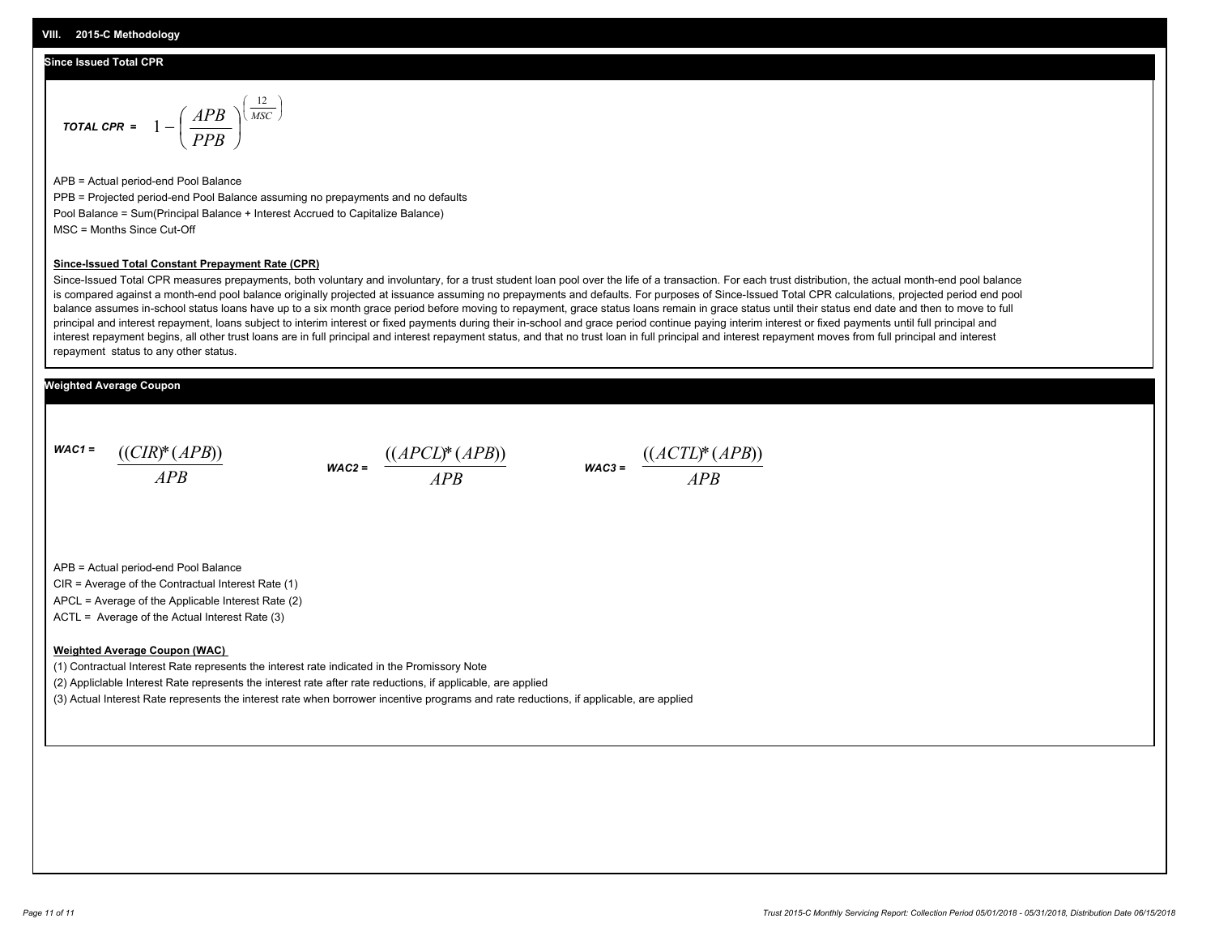## VIII. 2015-C Methodology

### Since Issued Total CPR

$$\textbf{TOTAL CPR} = 1 - \left(\frac{APB}{PPB}\right)^{\left(\frac{12}{MSC}\right)}$$

APB = Actual period-end Pool Balance

PPB = Projected period-end Pool Balance assuming no prepayments and no defaults

Pool Balance = Sum(Principal Balance + Interest Accrued to Capitalize Balance)

MSC = Months Since Cut-Off

**Since-Issued Total Constant Prepayment Rate (CPR)**

Since-Issued Total CPR measures prepayments, both voluntary and involuntary, for a trust student loan pool over the life of a transaction. For each trust distribution, the actual month-end pool balance is compared against a month-end pool balance originally projected at issuance assuming no prepayments and defaults. For purposes of Since-Issued Total CPR calculations, projected period end pool balance assumes in-school status loans have up to a six month grace period before moving to repayment, grace status loans remain in grace status until their status end date and then to move to full principal and interest repayment, loans subject to interim interest or fixed payments during their in-school and grace period continue paying interim interest or fixed payments until full principal and interest repayment begins, all other trust loans are in full principal and interest repayment status, and that no trust loan in full principal and interest repayment moves from full principal and interest repayment status to any other status.

### Weighted Average Coupon

$$\textbf{WAC1} = \frac{((CIR)*(APB))}{APB} \qquad \textbf{WAC2} = \frac{((APCL)*(APB))}{APB} \qquad \textbf{WAC3} = \frac{((ACTL)*(APB))}{APB}$$

APB = Actual period-end Pool Balance

CIR = Average of the Contractual Interest Rate (1)

APCL = Average of the Applicable Interest Rate (2)

ACTL = Average of the Actual Interest Rate (3)

**Weighted Average Coupon (WAC)**

(1) Contractual Interest Rate represents the interest rate indicated in the Promissory Note

(2) Appliclable Interest Rate represents the interest rate after rate reductions, if applicable, are applied

(3) Actual Interest Rate represents the interest rate when borrower incentive programs and rate reductions, if applicable, are applied